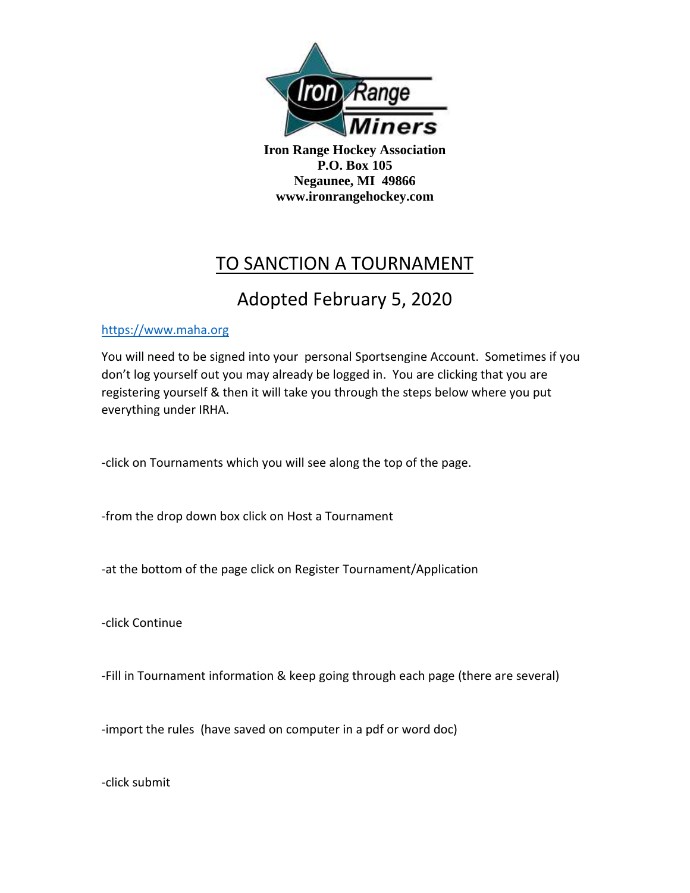**Iron Range Hockey Association**
**P.O. Box 105**
**Negaunee, MI 49866**
**www.ironrangehockey.com**

# TO SANCTION A TOURNAMENT

## Adopted February 5, 2020

https://www.maha.org

You will need to be signed into your personal Sportsengine Account. Sometimes if you don't log yourself out you may already be logged in. You are clicking that you are registering yourself & then it will take you through the steps below where you put everything under IRHA.

-click on Tournaments which you will see along the top of the page.

-from the drop down box click on Host a Tournament

-at the bottom of the page click on Register Tournament/Application

-click Continue

-Fill in Tournament information & keep going through each page (there are several)

-import the rules (have saved on computer in a pdf or word doc)

-click submit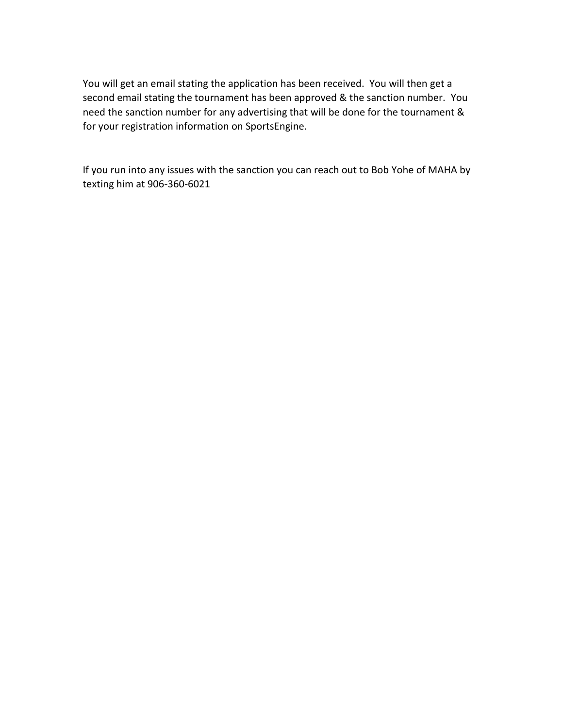You will get an email stating the application has been received.  You will then get a second email stating the tournament has been approved & the sanction number.  You need the sanction number for any advertising that will be done for the tournament & for your registration information on SportsEngine.

If you run into any issues with the sanction you can reach out to Bob Yohe of MAHA by texting him at 906-360-6021